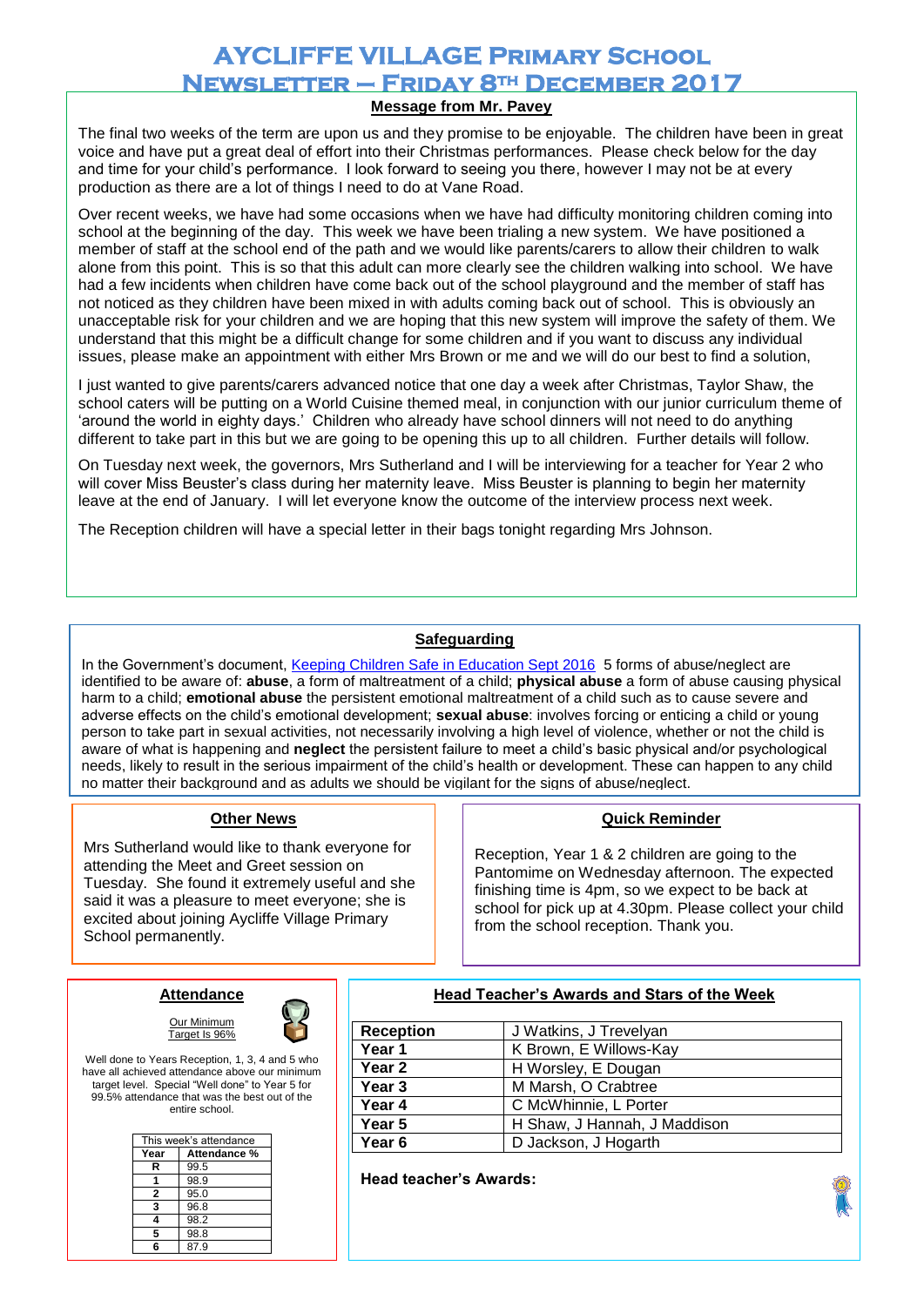# AYCLIFFE VILLAGE PRIMARY SCHOOL NEWSLETTER – FRIDAY 8TH DECEMBER 2017

## Message from Mr. Pavey

The final two weeks of the term are upon us and they promise to be enjoyable. The children have been in great voice and have put a great deal of effort into their Christmas performances. Please check below for the day and time for your child's performance. I look forward to seeing you there, however I may not be at every production as there are a lot of things I need to do at Vane Road.

Over recent weeks, we have had some occasions when we have had difficulty monitoring children coming into school at the beginning of the day. This week we have been trialing a new system. We have positioned a member of staff at the school end of the path and we would like parents/carers to allow their children to walk alone from this point. This is so that this adult can more clearly see the children walking into school. We have had a few incidents when children have come back out of the school playground and the member of staff has not noticed as they children have been mixed in with adults coming back out of school. This is obviously an unacceptable risk for your children and we are hoping that this new system will improve the safety of them. We understand that this might be a difficult change for some children and if you want to discuss any individual issues, please make an appointment with either Mrs Brown or me and we will do our best to find a solution,

I just wanted to give parents/carers advanced notice that one day a week after Christmas, Taylor Shaw, the school caters will be putting on a World Cuisine themed meal, in conjunction with our junior curriculum theme of 'around the world in eighty days.' Children who already have school dinners will not need to do anything different to take part in this but we are going to be opening this up to all children. Further details will follow.

On Tuesday next week, the governors, Mrs Sutherland and I will be interviewing for a teacher for Year 2 who will cover Miss Beuster's class during her maternity leave. Miss Beuster is planning to begin her maternity leave at the end of January. I will let everyone know the outcome of the interview process next week.

The Reception children will have a special letter in their bags tonight regarding Mrs Johnson.

## Safeguarding

In the Government's document, Keeping Children Safe in Education Sept 2016 5 forms of abuse/neglect are identified to be aware of: **abuse**, a form of maltreatment of a child; **physical abuse** a form of abuse causing physical harm to a child; **emotional abuse** the persistent emotional maltreatment of a child such as to cause severe and adverse effects on the child's emotional development; **sexual abuse**: involves forcing or enticing a child or young person to take part in sexual activities, not necessarily involving a high level of violence, whether or not the child is aware of what is happening and **neglect** the persistent failure to meet a child's basic physical and/or psychological needs, likely to result in the serious impairment of the child's health or development. These can happen to any child no matter their background and as adults we should be vigilant for the signs of abuse/neglect.

## Other News

Mrs Sutherland would like to thank everyone for attending the Meet and Greet session on Tuesday. She found it extremely useful and she said it was a pleasure to meet everyone; she is excited about joining Aycliffe Village Primary School permanently.

## Quick Reminder

Reception, Year 1 & 2 children are going to the Pantomime on Wednesday afternoon. The expected finishing time is 4pm, so we expect to be back at school for pick up at 4.30pm. Please collect your child from the school reception. Thank you.

## Attendance

Our Minimum Target Is 96%

Well done to Years Reception, 1, 3, 4 and 5 who have all achieved attendance above our minimum target level. Special "Well done" to Year 5 for 99.5% attendance that was the best out of the entire school.

This week's attendance

| Year | Attendance % |
|---|---|
| R | 99.5 |
| 1 | 98.9 |
| 2 | 95.0 |
| 3 | 96.8 |
| 4 | 98.2 |
| 5 | 98.8 |
| 6 | 87.9 |

## Head Teacher's Awards and Stars of the Week

| | |
|---|---|
| **Reception** | J Watkins, J Trevelyan |
| **Year 1** | K Brown, E Willows-Kay |
| **Year 2** | H Worsley, E Dougan |
| **Year 3** | M Marsh, O Crabtree |
| **Year 4** | C McWhinnie, L Porter |
| **Year 5** | H Shaw, J Hannah, J Maddison |
| **Year 6** | D Jackson, J Hogarth |

**Head teacher's Awards:**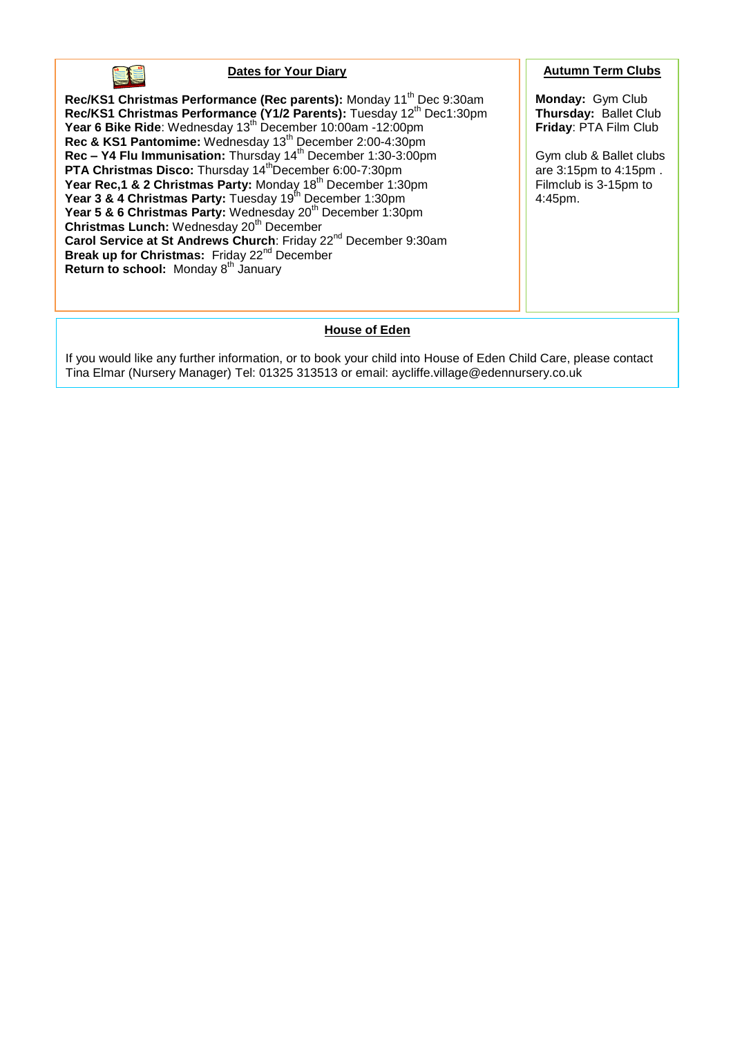## Dates for Your Diary

**Rec/KS1 Christmas Performance (Rec parents):** Monday 11th Dec 9:30am
**Rec/KS1 Christmas Performance (Y1/2 Parents):** Tuesday 12th Dec1:30pm
**Year 6 Bike Ride**: Wednesday 13th December 10:00am -12:00pm
**Rec & KS1 Pantomime:** Wednesday 13th December 2:00-4:30pm
**Rec – Y4 Flu Immunisation:** Thursday 14th December 1:30-3:00pm
**PTA Christmas Disco:** Thursday 14thDecember 6:00-7:30pm
**Year Rec,1 & 2 Christmas Party:** Monday 18th December 1:30pm
**Year 3 & 4 Christmas Party:** Tuesday 19th December 1:30pm
**Year 5 & 6 Christmas Party:** Wednesday 20th December 1:30pm
**Christmas Lunch:** Wednesday 20th December
**Carol Service at St Andrews Church**: Friday 22nd December 9:30am
**Break up for Christmas:** Friday 22nd December
**Return to school:** Monday 8th January

## Autumn Term Clubs

**Monday:** Gym Club
**Thursday:** Ballet Club
**Friday**: PTA Film Club

Gym club & Ballet clubs are 3:15pm to 4:15pm . Filmclub is 3-15pm to 4:45pm.

## House of Eden

If you would like any further information, or to book your child into House of Eden Child Care, please contact Tina Elmar (Nursery Manager) Tel: 01325 313513 or email: aycliffe.village@edennursery.co.uk